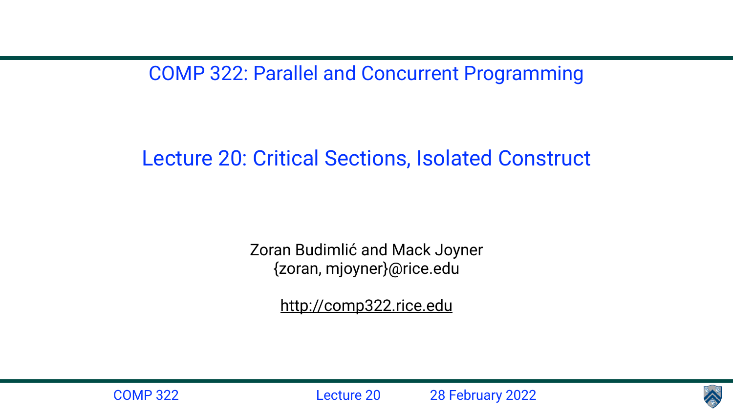COMP 322: Parallel and Concurrent Programming

# Lecture 20: Critical Sections, Isolated Construct

Zoran Budimlić and Mack Joyner
{zoran, mjoyner}@rice.edu

http://comp322.rice.edu

COMP 322 Lecture 20 28 February 2022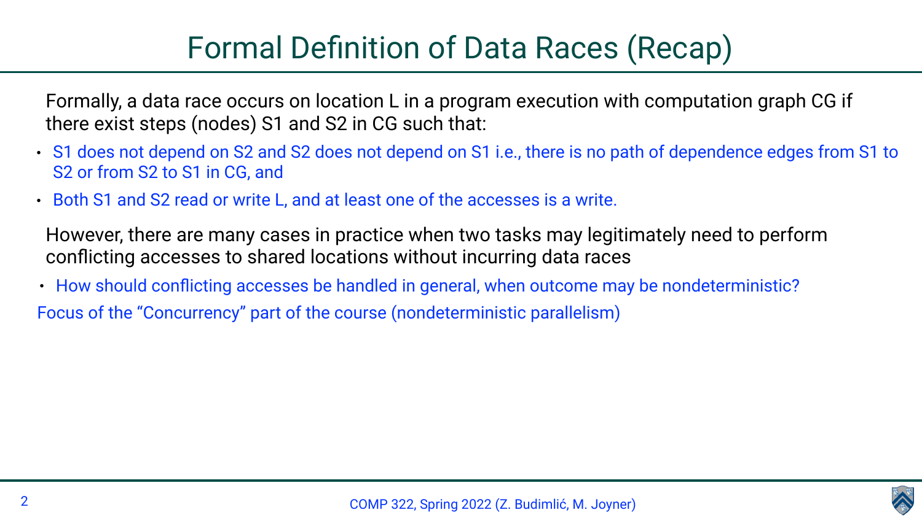# Formal Definition of Data Races (Recap)

Formally, a data race occurs on location L in a program execution with computation graph CG if there exist steps (nodes) S1 and S2 in CG such that:

- S1 does not depend on S2 and S2 does not depend on S1 i.e., there is no path of dependence edges from S1 to S2 or from S2 to S1 in CG, and
- Both S1 and S2 read or write L, and at least one of the accesses is a write.

However, there are many cases in practice when two tasks may legitimately need to perform conflicting accesses to shared locations without incurring data races

- How should conflicting accesses be handled in general, when outcome may be nondeterministic?

Focus of the "Concurrency" part of the course (nondeterministic parallelism)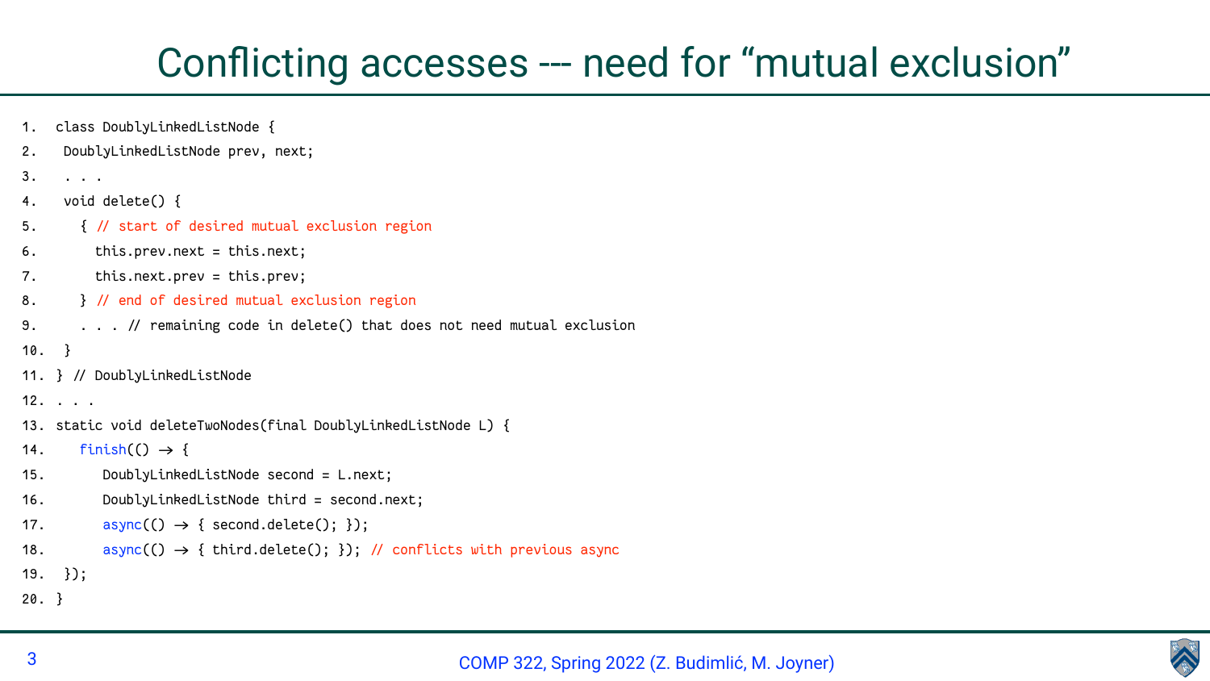# Conflicting accesses --- need for "mutual exclusion"

```
1.  class DoublyLinkedListNode {
2.   DoublyLinkedListNode prev, next;
3.   . . .
4.   void delete() {
5.     { // start of desired mutual exclusion region
6.       this.prev.next = this.next;
7.       this.next.prev = this.prev;
8.     } // end of desired mutual exclusion region
9.     . . . // remaining code in delete() that does not need mutual exclusion
10.  }
11. } // DoublyLinkedListNode
12. . . .
13. static void deleteTwoNodes(final DoublyLinkedListNode L) {
14.    finish(() → {
15.       DoublyLinkedListNode second = L.next;
16.       DoublyLinkedListNode third = second.next;
17.       async(() → { second.delete(); });
18.       async(() → { third.delete(); }); // conflicts with previous async
19.  });
20. }
```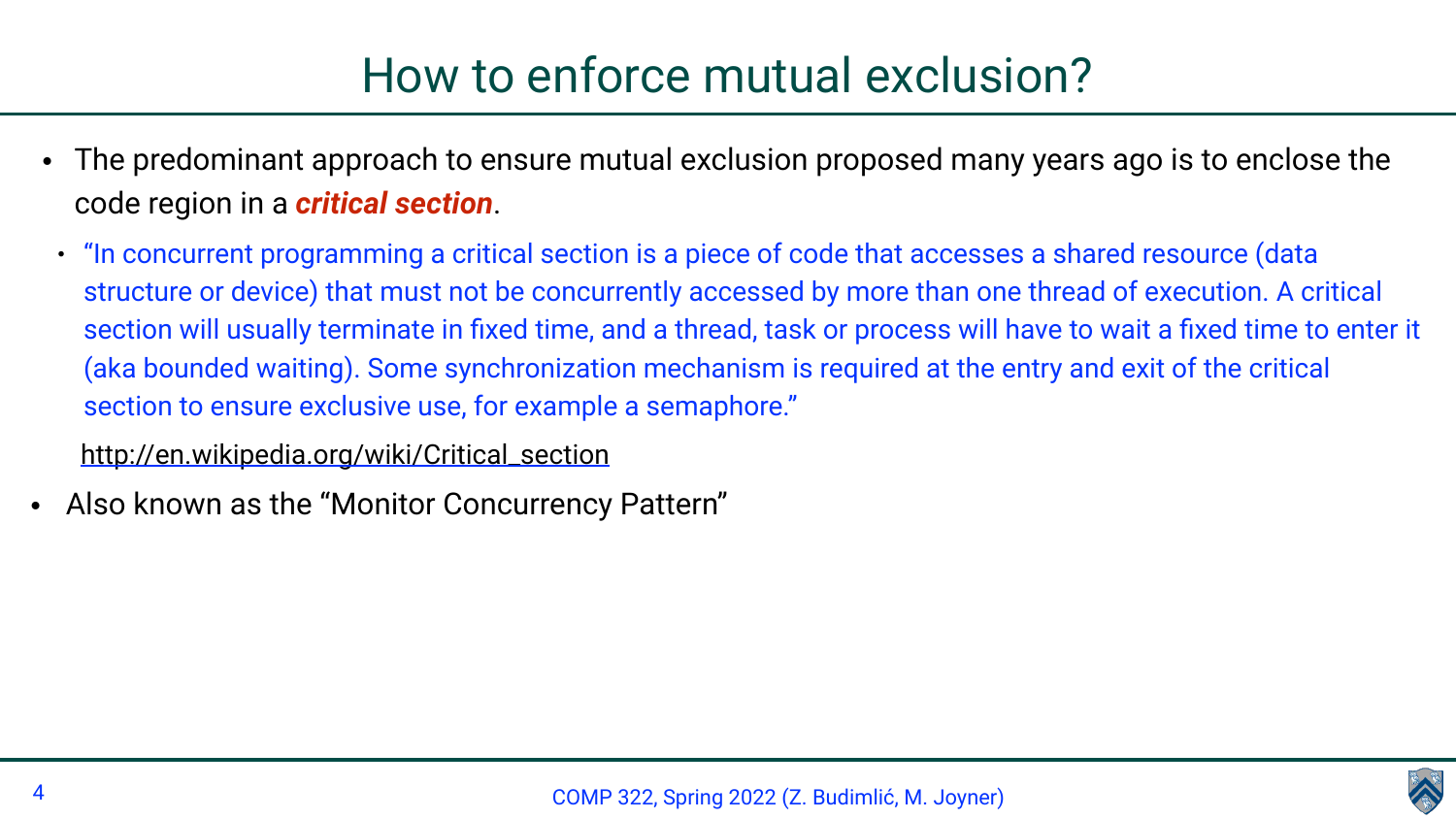# How to enforce mutual exclusion?

- The predominant approach to ensure mutual exclusion proposed many years ago is to enclose the code region in a ***critical section***.
  - "In concurrent programming a critical section is a piece of code that accesses a shared resource (data structure or device) that must not be concurrently accessed by more than one thread of execution. A critical section will usually terminate in fixed time, and a thread, task or process will have to wait a fixed time to enter it (aka bounded waiting). Some synchronization mechanism is required at the entry and exit of the critical section to ensure exclusive use, for example a semaphore."

  http://en.wikipedia.org/wiki/Critical_section

- Also known as the "Monitor Concurrency Pattern"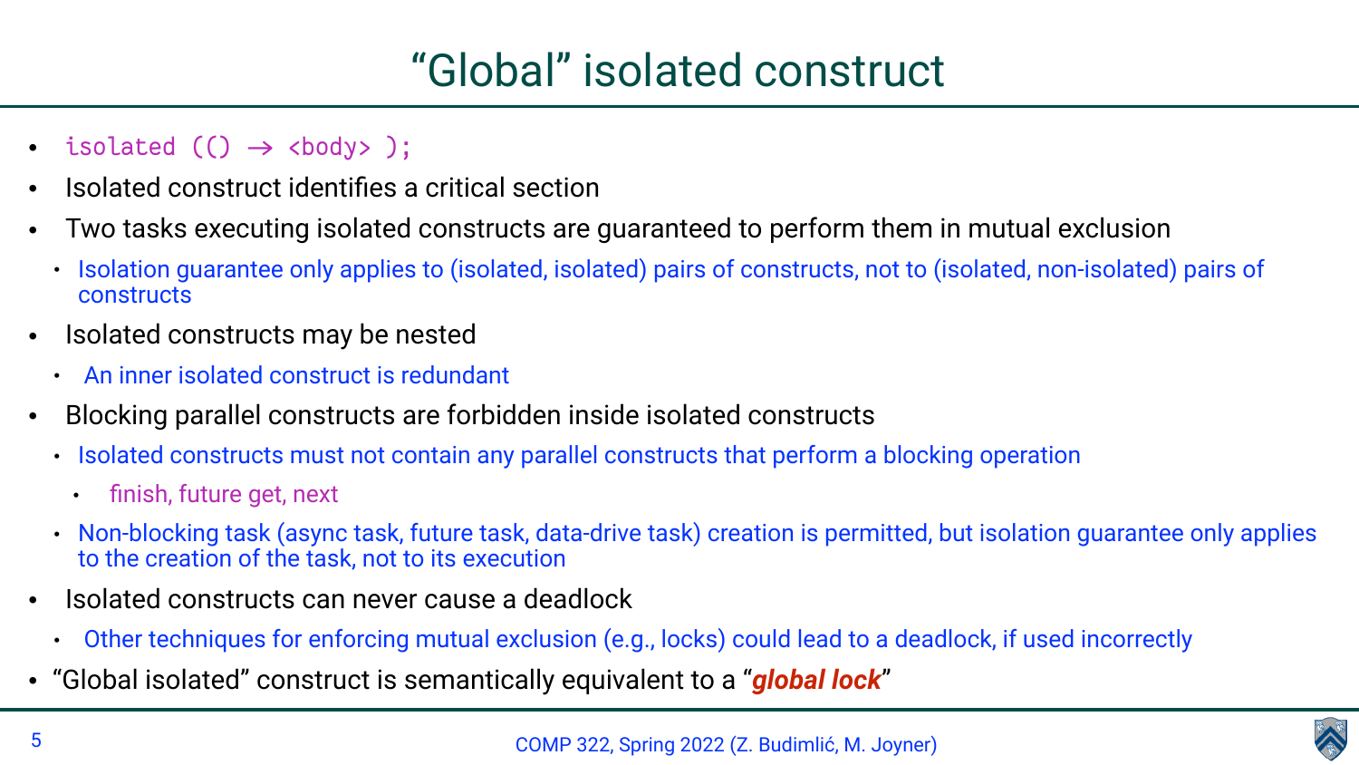# “Global” isolated construct

- `isolated (() → <body> );`
- Isolated construct identifies a critical section
- Two tasks executing isolated constructs are guaranteed to perform them in mutual exclusion
  - Isolation guarantee only applies to (isolated, isolated) pairs of constructs, not to (isolated, non-isolated) pairs of constructs
- Isolated constructs may be nested
  - An inner isolated construct is redundant
- Blocking parallel constructs are forbidden inside isolated constructs
  - Isolated constructs must not contain any parallel constructs that perform a blocking operation
    - finish, future get, next
  - Non-blocking task (async task, future task, data-drive task) creation is permitted, but isolation guarantee only applies to the creation of the task, not to its execution
- Isolated constructs can never cause a deadlock
  - Other techniques for enforcing mutual exclusion (e.g., locks) could lead to a deadlock, if used incorrectly
- “Global isolated” construct is semantically equivalent to a “***global lock***”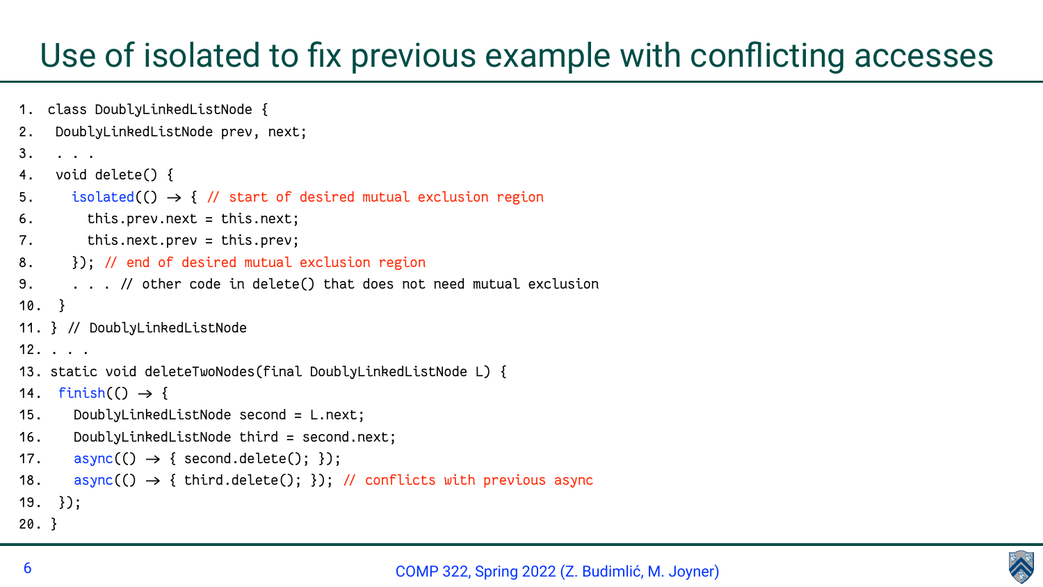# Use of isolated to fix previous example with conflicting accesses

```
1.  class DoublyLinkedListNode {
2.   DoublyLinkedListNode prev, next;
3.   . . .
4.   void delete() {
5.     isolated(() → { // start of desired mutual exclusion region
6.       this.prev.next = this.next;
7.       this.next.prev = this.prev;
8.     }); // end of desired mutual exclusion region
9.     . . . // other code in delete() that does not need mutual exclusion
10.  }
11. } // DoublyLinkedListNode
12. . . .
13. static void deleteTwoNodes(final DoublyLinkedListNode L) {
14.  finish(() → {
15.    DoublyLinkedListNode second = L.next;
16.    DoublyLinkedListNode third = second.next;
17.    async(() → { second.delete(); });
18.    async(() → { third.delete(); }); // conflicts with previous async
19.  });
20. }
```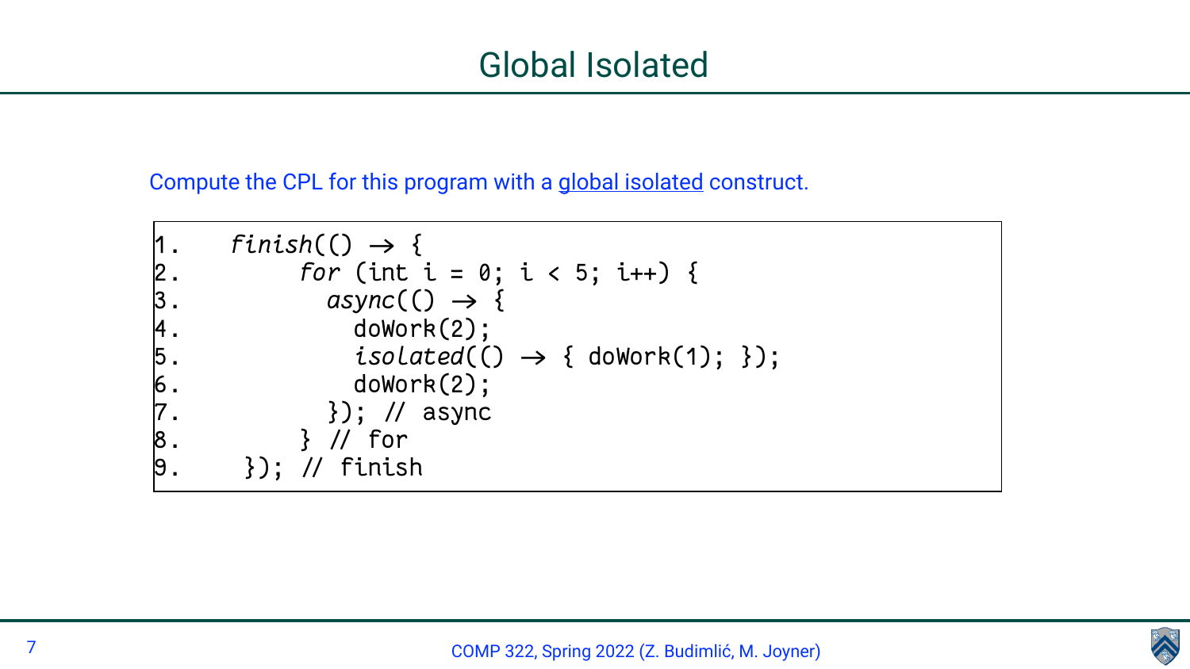# Global Isolated

Compute the CPL for this program with a <u>global isolated</u> construct.

```
1.    finish(() → {
2.        for (int i = 0; i < 5; i++) {
3.          async(() → {
4.            doWork(2);
5.            isolated(() → { doWork(1); });
6.            doWork(2);
7.          }); // async
8.        } // for
9.     }); // finish
```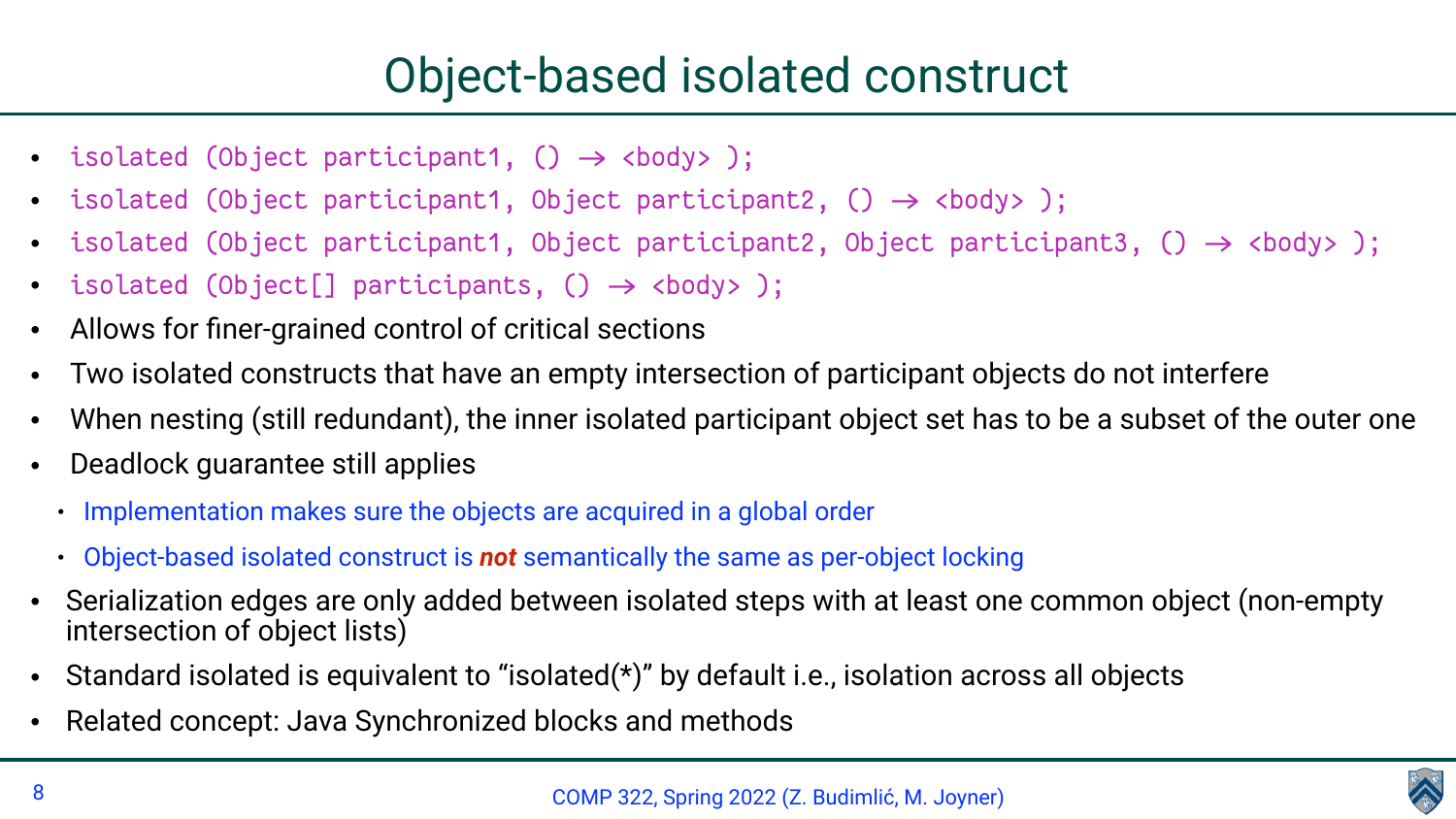# Object-based isolated construct

- `isolated (Object participant1, () → <body> );`
- `isolated (Object participant1, Object participant2, () → <body> );`
- `isolated (Object participant1, Object participant2, Object participant3, () → <body> );`
- `isolated (Object[] participants, () → <body> );`
- Allows for finer-grained control of critical sections
- Two isolated constructs that have an empty intersection of participant objects do not interfere
- When nesting (still redundant), the inner isolated participant object set has to be a subset of the outer one
- Deadlock guarantee still applies
  - Implementation makes sure the objects are acquired in a global order
  - Object-based isolated construct is ***not*** semantically the same as per-object locking
- Serialization edges are only added between isolated steps with at least one common object (non-empty intersection of object lists)
- Standard isolated is equivalent to "isolated(*)" by default i.e., isolation across all objects
- Related concept: Java Synchronized blocks and methods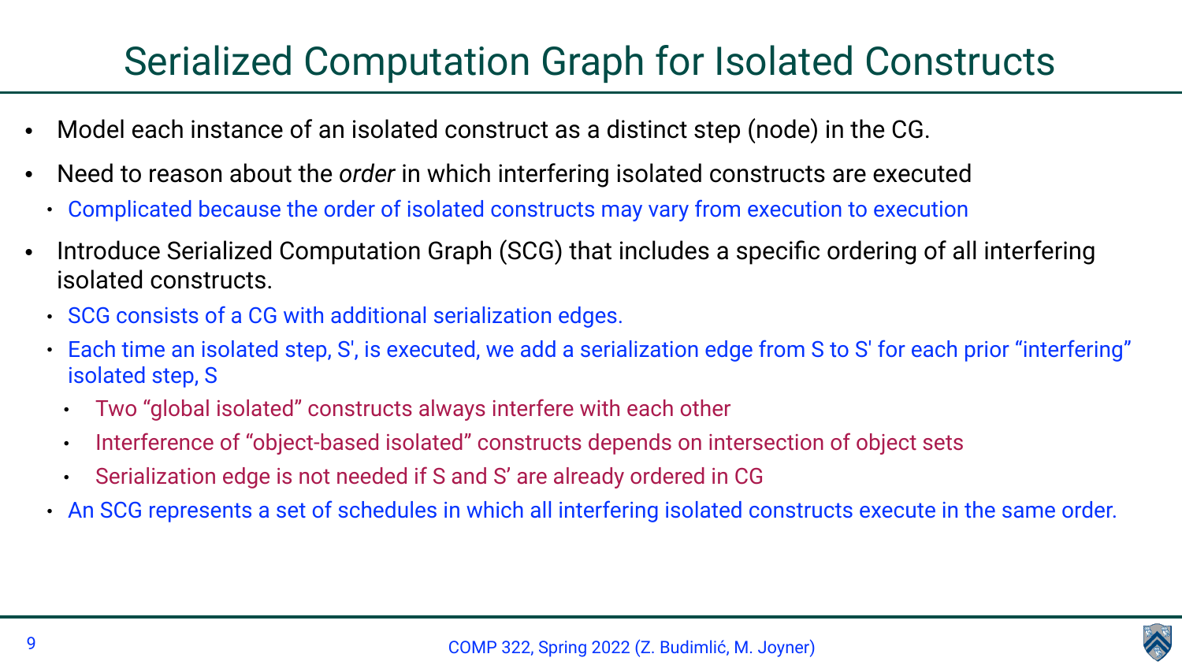# Serialized Computation Graph for Isolated Constructs

- Model each instance of an isolated construct as a distinct step (node) in the CG.
- Need to reason about the *order* in which interfering isolated constructs are executed
  - Complicated because the order of isolated constructs may vary from execution to execution
- Introduce Serialized Computation Graph (SCG) that includes a specific ordering of all interfering isolated constructs.
  - SCG consists of a CG with additional serialization edges.
  - Each time an isolated step, S', is executed, we add a serialization edge from S to S' for each prior "interfering" isolated step, S
    - Two "global isolated" constructs always interfere with each other
    - Interference of "object-based isolated" constructs depends on intersection of object sets
    - Serialization edge is not needed if S and S' are already ordered in CG
  - An SCG represents a set of schedules in which all interfering isolated constructs execute in the same order.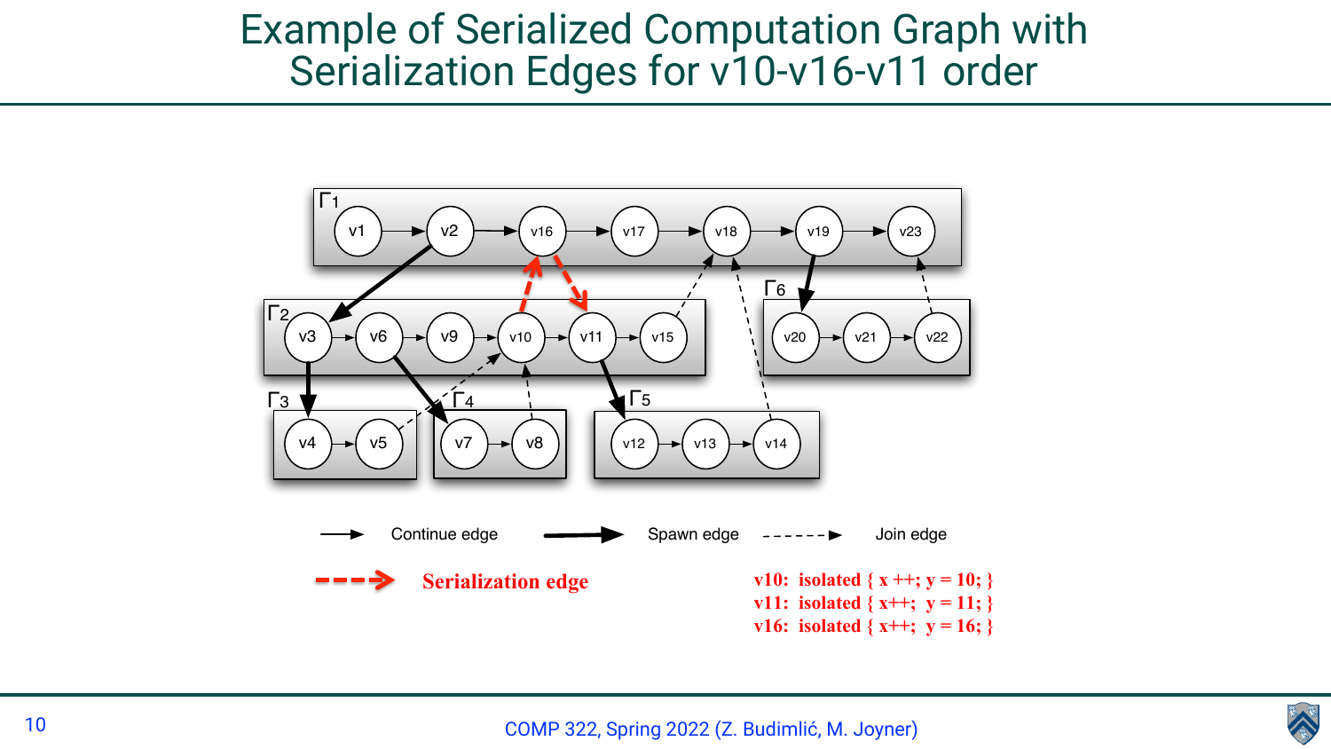# Example of Serialized Computation Graph with Serialization Edges for v10-v16-v11 order

Γ1: v1 → v2 → v16 → v17 → v18 → v19 → v23

Γ2: v3 → v6 → v9 → v10 → v11 → v15

Γ3: v4 → v5

Γ4: v7 → v8

Γ5: v12 → v13 → v14

Γ6: v20 → v21 → v22

Continue edge    Spawn edge    Join edge

**Serialization edge**

**v10: isolated { x ++; y = 10; }**
**v11: isolated { x++; y = 11; }**
**v16: isolated { x++; y = 16; }**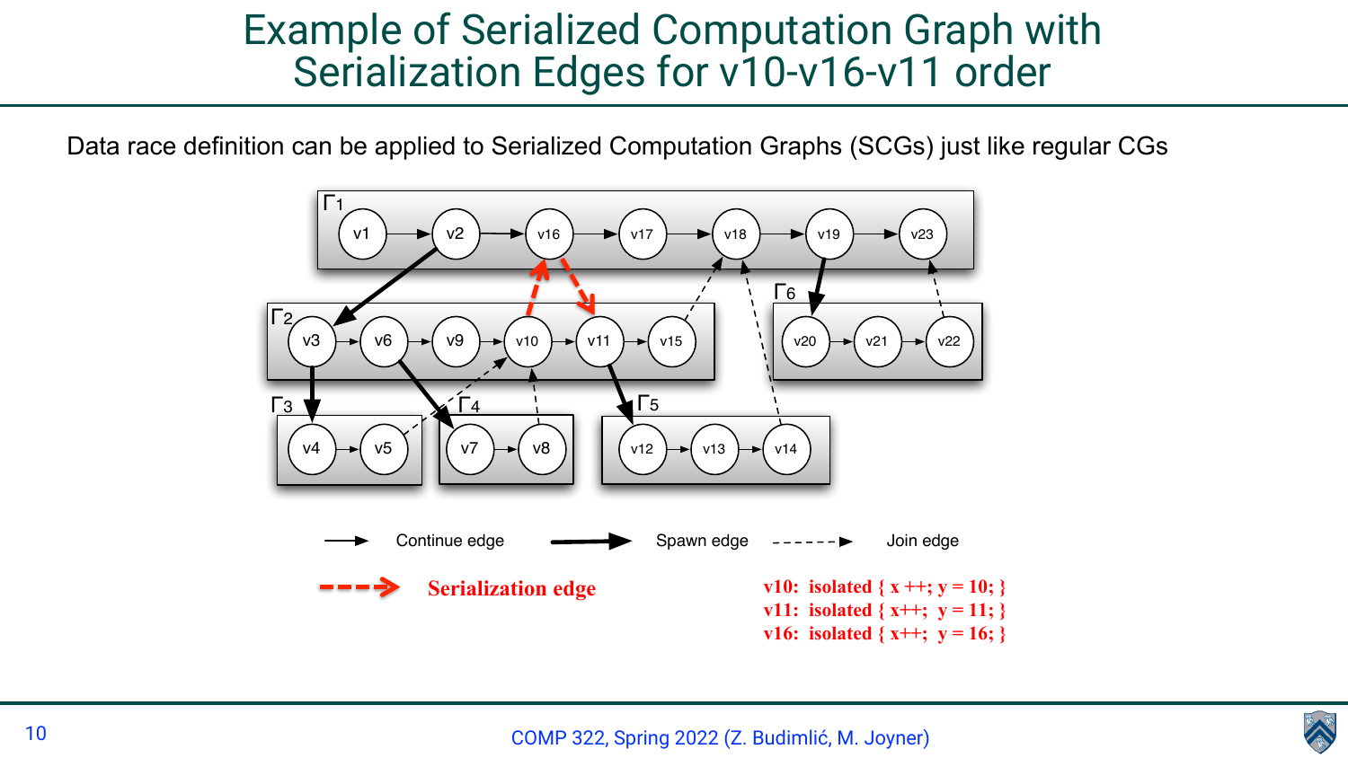# Example of Serialized Computation Graph with Serialization Edges for v10-v16-v11 order

Data race definition can be applied to Serialized Computation Graphs (SCGs) just like regular CGs

Γ1: v1 → v2 → v16 → v17 → v18 → v19 → v23

Γ2: v3 → v6 → v9 → v10 → v11 → v15

Γ3: v4 → v5

Γ4: v7 → v8

Γ5: v12 → v13 → v14

Γ6: v20 → v21 → v22

Continue edge    Spawn edge    Join edge

**Serialization edge**

**v10: isolated { x ++; y = 10; }**
**v11: isolated { x++; y = 11; }**
**v16: isolated { x++; y = 16; }**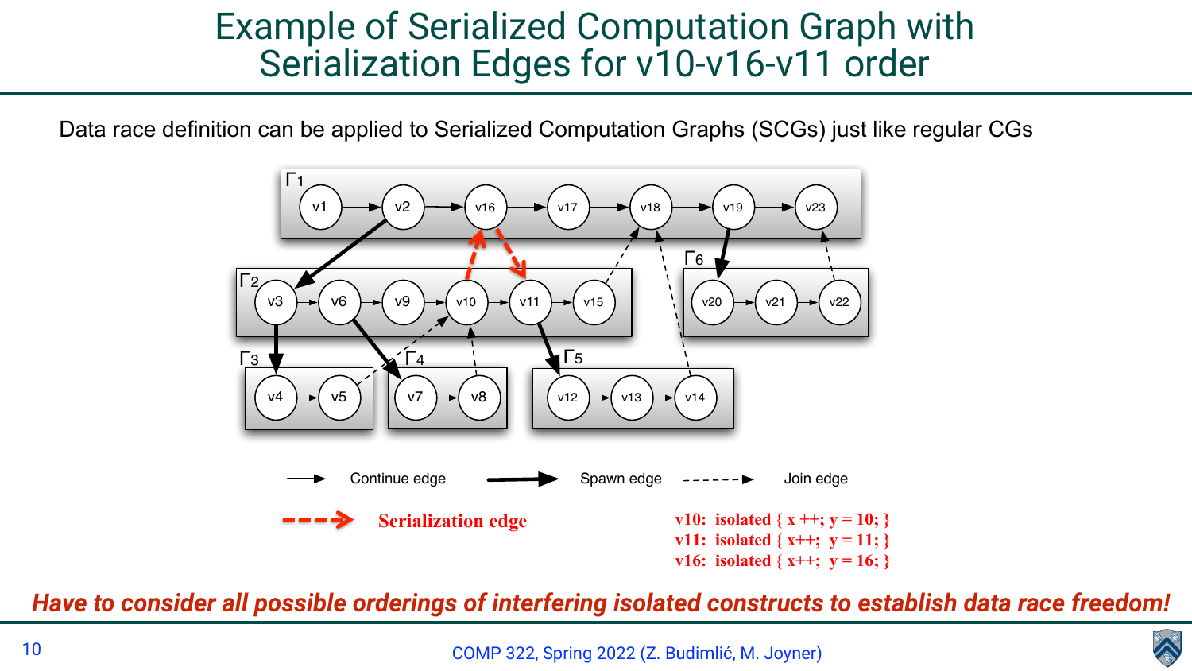# Example of Serialized Computation Graph with Serialization Edges for v10-v16-v11 order

Data race definition can be applied to Serialized Computation Graphs (SCGs) just like regular CGs

$\Gamma_1$: v1 → v2 → v16 → v17 → v18 → v19 → v23

$\Gamma_2$: v3 → v6 → v9 → v10 → v11 → v15

$\Gamma_3$: v4 → v5

$\Gamma_4$: v7 → v8

$\Gamma_5$: v12 → v13 → v14

$\Gamma_6$: v20 → v21 → v22

Continue edge — Spawn edge — Join edge

Serialization edge

v10: isolated { x ++; y = 10; }
v11: isolated { x++; y = 11; }
v16: isolated { x++; y = 16; }

***Have to consider all possible orderings of interfering isolated constructs to establish data race freedom!***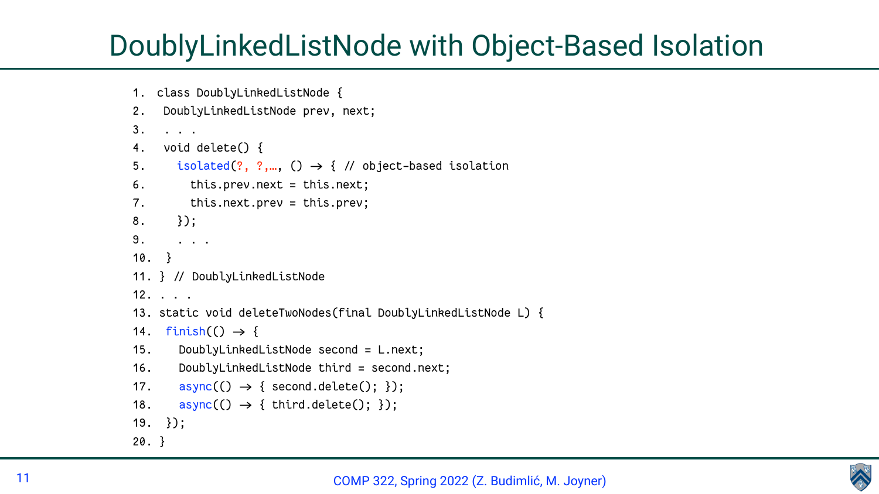# DoublyLinkedListNode with Object-Based Isolation

```
1.  class DoublyLinkedListNode {
2.    DoublyLinkedListNode prev, next;
3.    . . .
4.    void delete() {
5.      isolated(?, ?,…, () → { // object-based isolation
6.        this.prev.next = this.next;
7.        this.next.prev = this.prev;
8.      });
9.      . . .
10.   }
11. } // DoublyLinkedListNode
12. . . .
13. static void deleteTwoNodes(final DoublyLinkedListNode L) {
14.   finish(() → {
15.     DoublyLinkedListNode second = L.next;
16.     DoublyLinkedListNode third = second.next;
17.     async(() → { second.delete(); });
18.     async(() → { third.delete(); });
19.   });
20. }
```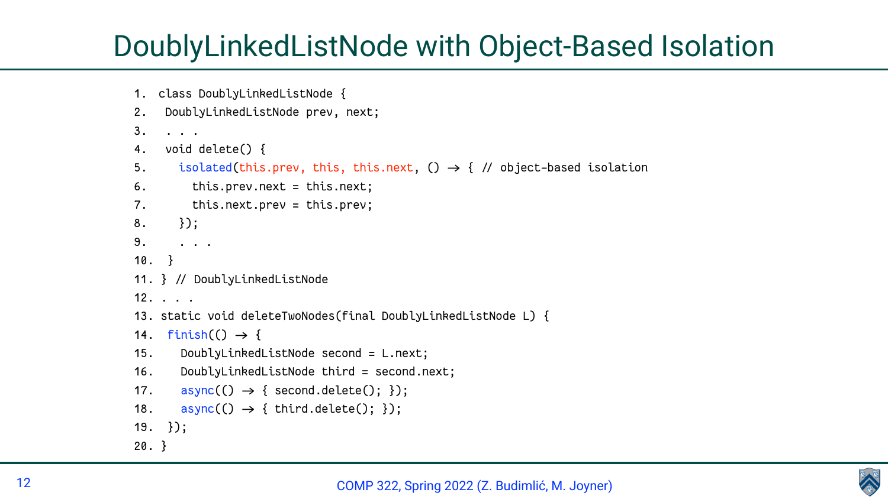# DoublyLinkedListNode with Object-Based Isolation

```
1.  class DoublyLinkedListNode {
2.   DoublyLinkedListNode prev, next;
3.   . . .
4.   void delete() {
5.     isolated(this.prev, this, this.next, () → { // object-based isolation
6.       this.prev.next = this.next;
7.       this.next.prev = this.prev;
8.     });
9.     . . .
10.  }
11. } // DoublyLinkedListNode
12. . . .
13. static void deleteTwoNodes(final DoublyLinkedListNode L) {
14.  finish(() → {
15.    DoublyLinkedListNode second = L.next;
16.    DoublyLinkedListNode third = second.next;
17.    async(() → { second.delete(); });
18.    async(() → { third.delete(); });
19.  });
20. }
```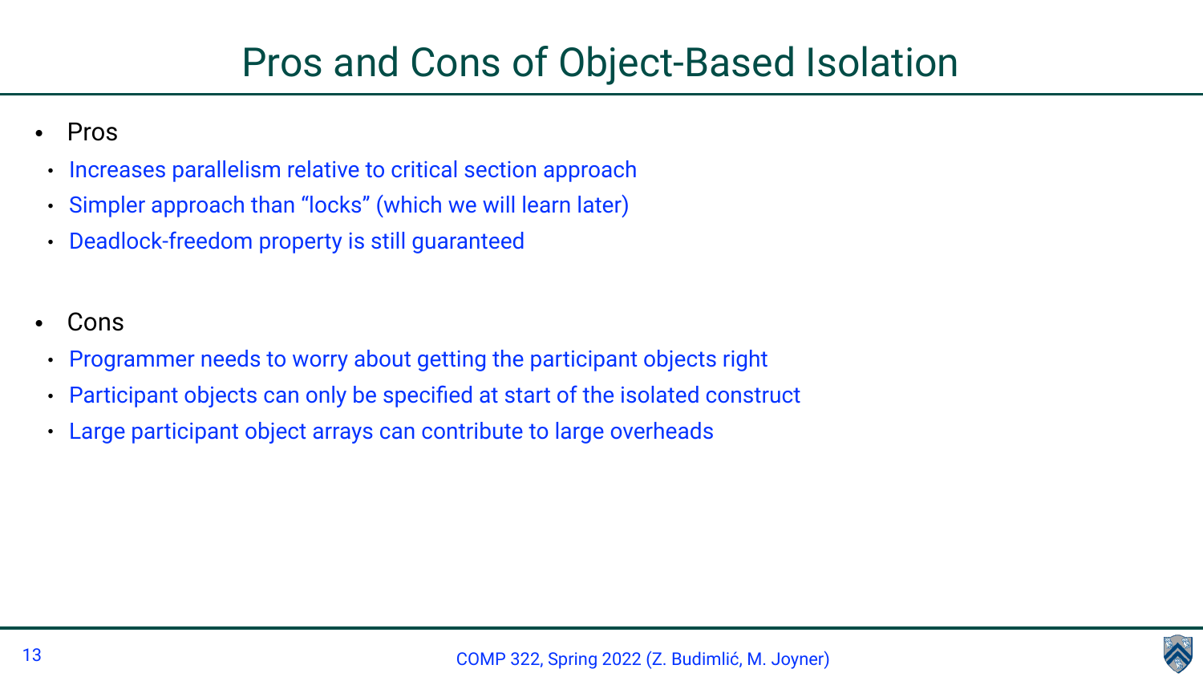# Pros and Cons of Object-Based Isolation

- Pros
  - Increases parallelism relative to critical section approach
  - Simpler approach than “locks” (which we will learn later)
  - Deadlock-freedom property is still guaranteed

- Cons
  - Programmer needs to worry about getting the participant objects right
  - Participant objects can only be specified at start of the isolated construct
  - Large participant object arrays can contribute to large overheads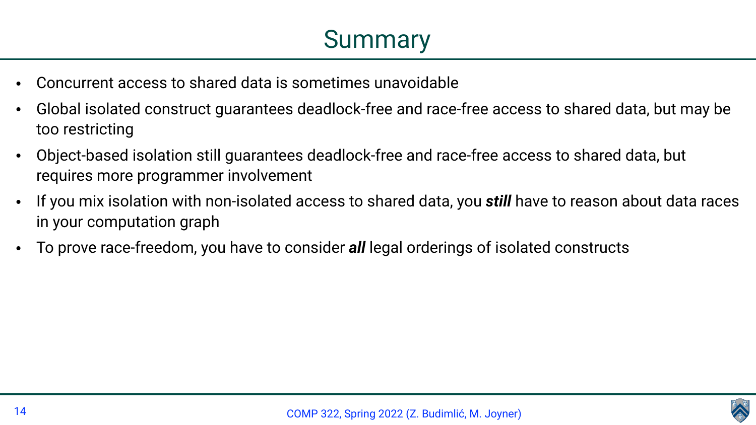# Summary

- Concurrent access to shared data is sometimes unavoidable
- Global isolated construct guarantees deadlock-free and race-free access to shared data, but may be too restricting
- Object-based isolation still guarantees deadlock-free and race-free access to shared data, but requires more programmer involvement
- If you mix isolation with non-isolated access to shared data, you ***still*** have to reason about data races in your computation graph
- To prove race-freedom, you have to consider ***all*** legal orderings of isolated constructs